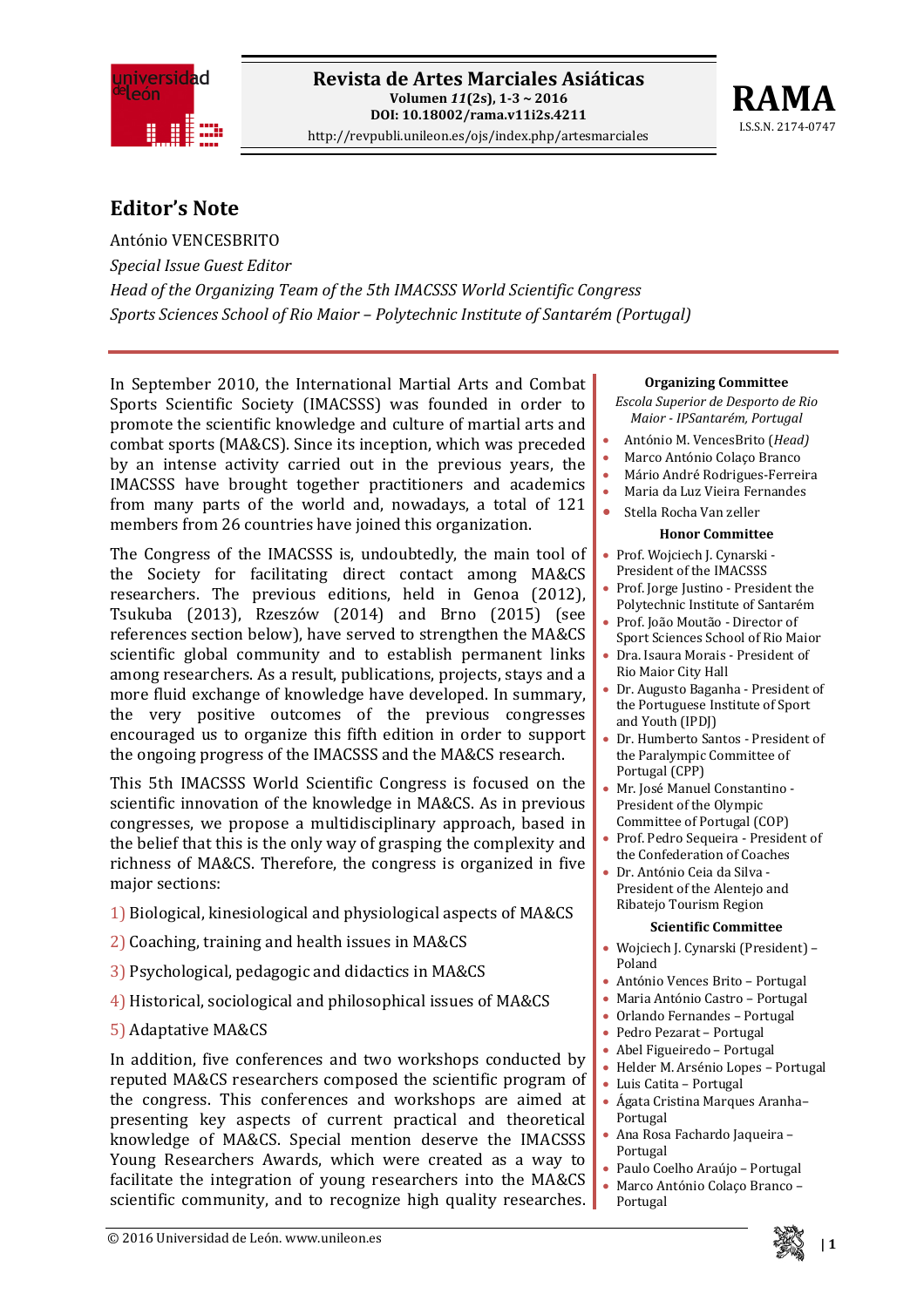# Editor's Note

António VENCESBRITO

*Special Issue Guest Editor*

*Head of the Organizing Team of the 5th IMACSSS World Scientific Congress*

*Sports Sciences School of Rio Maior – Polytechnic Institute of Santarém (Portugal)*

In September 2010, the International Martial Arts and Combat Sports Scientific Society (IMACSSS) was founded in order to promote the scientific knowledge and culture of martial arts and combat sports (MA&CS). Since its inception, which was preceded by an intense activity carried out in the previous years, the IMACSSS have brought together practitioners and academics from many parts of the world and, nowadays, a total of 121 members from 26 countries have joined this organization.

The Congress of the IMACSSS is, undoubtedly, the main tool of the Society for facilitating direct contact among MA&CS researchers. The previous editions, held in Genoa (2012), Tsukuba (2013), Rzeszów (2014) and Brno (2015) (see references section below), have served to strengthen the MA&CS scientific global community and to establish permanent links among researchers. As a result, publications, projects, stays and a more fluid exchange of knowledge have developed. In summary, the very positive outcomes of the previous congresses encouraged us to organize this fifth edition in order to support the ongoing progress of the IMACSSS and the MA&CS research.

This 5th IMACSSS World Scientific Congress is focused on the scientific innovation of the knowledge in MA&CS. As in previous congresses, we propose a multidisciplinary approach, based in the belief that this is the only way of grasping the complexity and richness of MA&CS. Therefore, the congress is organized in five major sections:

1) Biological, kinesiological and physiological aspects of MA&CS

2) Coaching, training and health issues in MA&CS

3) Psychological, pedagogic and didactics in MA&CS

4) Historical, sociological and philosophical issues of MA&CS

5) Adaptative MA&CS

In addition, five conferences and two workshops conducted by reputed MA&CS researchers composed the scientific program of the congress. This conferences and workshops are aimed at presenting key aspects of current practical and theoretical knowledge of MA&CS. Special mention deserve the IMACSSS Young Researchers Awards, which were created as a way to facilitate the integration of young researchers into the MA&CS scientific community, and to recognize high quality researches.

**Organizing Committee**

*Escola Superior de Desporto de Rio Maior - IPSantarém, Portugal*

- António M. VencesBrito (*Head*)
- Marco António Colaço Branco
- Mário André Rodrigues-Ferreira
- Maria da Luz Vieira Fernandes
- Stella Rocha Van zeller

**Honor Committee**

- Prof. Wojciech J. Cynarski - President of the IMACSSS
- Prof. Jorge Justino - President the Polytechnic Institute of Santarém
- Prof. João Moutão - Director of Sport Sciences School of Rio Maior
- Dra. Isaura Morais - President of Rio Maior City Hall
- Dr. Augusto Baganha - President of the Portuguese Institute of Sport and Youth (IPDJ)
- Dr. Humberto Santos - President of the Paralympic Committee of Portugal (CPP)
- Mr. José Manuel Constantino - President of the Olympic Committee of Portugal (COP)
- Prof. Pedro Sequeira - President of the Confederation of Coaches
- Dr. António Ceia da Silva - President of the Alentejo and Ribatejo Tourism Region

**Scientific Committee**

- Wojciech J. Cynarski (President) – Poland
- António Vences Brito – Portugal
- Maria António Castro – Portugal
- Orlando Fernandes – Portugal
- Pedro Pezarat – Portugal
- Abel Figueiredo – Portugal
- Helder M. Arsénio Lopes – Portugal
- Luis Catita – Portugal
- Ágata Cristina Marques Aranha– Portugal
- Ana Rosa Fachardo Jaqueira – Portugal
- Paulo Coelho Araújo – Portugal
- Marco António Colaço Branco – Portugal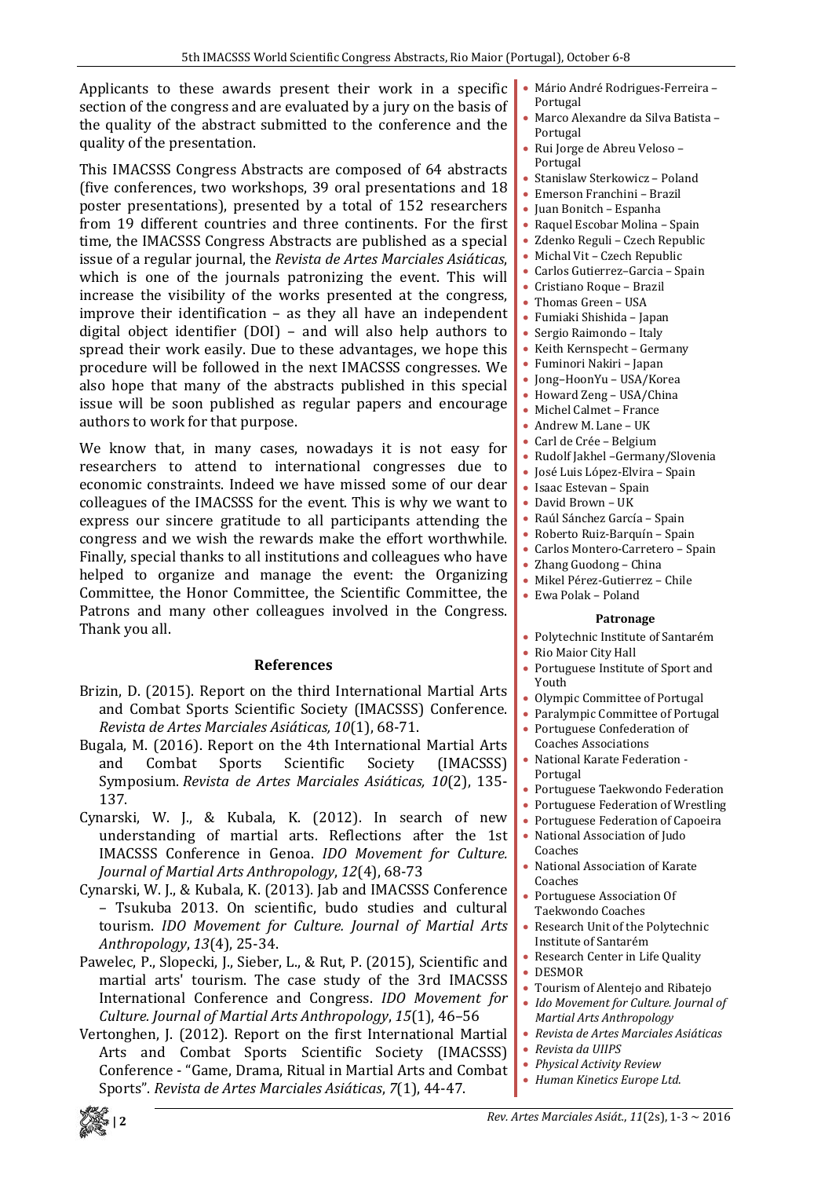Applicants to these awards present their work in a specific section of the congress and are evaluated by a jury on the basis of the quality of the abstract submitted to the conference and the quality of the presentation.

This IMACSSS Congress Abstracts are composed of 64 abstracts (five conferences, two workshops, 39 oral presentations and 18 poster presentations), presented by a total of 152 researchers from 19 different countries and three continents. For the first time, the IMACSSS Congress Abstracts are published as a special issue of a regular journal, the *Revista de Artes Marciales Asiáticas*, which is one of the journals patronizing the event. This will increase the visibility of the works presented at the congress, improve their identification – as they all have an independent digital object identifier (DOI) – and will also help authors to spread their work easily. Due to these advantages, we hope this procedure will be followed in the next IMACSSS congresses. We also hope that many of the abstracts published in this special issue will be soon published as regular papers and encourage authors to work for that purpose.

We know that, in many cases, nowadays it is not easy for researchers to attend to international congresses due to economic constraints. Indeed we have missed some of our dear colleagues of the IMACSSS for the event. This is why we want to express our sincere gratitude to all participants attending the congress and we wish the rewards make the effort worthwhile. Finally, special thanks to all institutions and colleagues who have helped to organize and manage the event: the Organizing Committee, the Honor Committee, the Scientific Committee, the Patrons and many other colleagues involved in the Congress. Thank you all.

## References

Brizin, D. (2015). Report on the third International Martial Arts and Combat Sports Scientific Society (IMACSSS) Conference. *Revista de Artes Marciales Asiáticas, 10*(1), 68-71.

Bugala, M. (2016). Report on the 4th International Martial Arts and Combat Sports Scientific Society (IMACSSS) Symposium. *Revista de Artes Marciales Asiáticas, 10*(2), 135-137.

Cynarski, W. J., & Kubala, K. (2012). In search of new understanding of martial arts. Reflections after the 1st IMACSSS Conference in Genoa. *IDO Movement for Culture. Journal of Martial Arts Anthropology*, *12*(4), 68-73

Cynarski, W. J., & Kubala, K. (2013). Jab and IMACSSS Conference – Tsukuba 2013. On scientific, budo studies and cultural tourism. *IDO Movement for Culture. Journal of Martial Arts Anthropology*, *13*(4), 25-34.

Pawelec, P., Slopecki, J., Sieber, L., & Rut, P. (2015), Scientific and martial arts' tourism. The case study of the 3rd IMACSSS International Conference and Congress. *IDO Movement for Culture. Journal of Martial Arts Anthropology*, *15*(1), 46–56

Vertonghen, J. (2012). Report on the first International Martial Arts and Combat Sports Scientific Society (IMACSSS) Conference - "Game, Drama, Ritual in Martial Arts and Combat Sports". *Revista de Artes Marciales Asiáticas*, *7*(1), 44-47.

- Mário André Rodrigues-Ferreira – Portugal
- Marco Alexandre da Silva Batista – Portugal
- Rui Jorge de Abreu Veloso – Portugal
- Stanislaw Sterkowicz – Poland
- Emerson Franchini – Brazil
- Juan Bonitch – Espanha
- Raquel Escobar Molina – Spain
- Zdenko Reguli – Czech Republic
- Michal Vit – Czech Republic
- Carlos Gutierrez–Garcia – Spain
- Cristiano Roque – Brazil
- Thomas Green – USA
- Fumiaki Shishida – Japan
- Sergio Raimondo – Italy
- Keith Kernspecht – Germany
- Fuminori Nakiri – Japan
- Jong–HoonYu – USA/Korea
- Howard Zeng – USA/China
- Michel Calmet – France
- Andrew M. Lane – UK
- Carl de Crée – Belgium
- Rudolf Jakhel –Germany/Slovenia
- José Luis López-Elvira – Spain
- Isaac Estevan – Spain
- David Brown – UK
- Raúl Sánchez García – Spain
- Roberto Ruiz-Barquín – Spain
- Carlos Montero-Carretero – Spain
- Zhang Guodong – China
- Mikel Pérez-Gutierrez – Chile
- Ewa Polak – Poland

### Patronage

- Polytechnic Institute of Santarém
- Rio Maior City Hall
- Portuguese Institute of Sport and Youth
- Olympic Committee of Portugal
- Paralympic Committee of Portugal
- Portuguese Confederation of Coaches Associations
- National Karate Federation - Portugal
- Portuguese Taekwondo Federation
- Portuguese Federation of Wrestling
- Portuguese Federation of Capoeira
- National Association of Judo Coaches
- National Association of Karate Coaches
- Portuguese Association Of Taekwondo Coaches
- Research Unit of the Polytechnic Institute of Santarém
- Research Center in Life Quality
- DESMOR
- Tourism of Alentejo and Ribatejo
- *Ido Movement for Culture. Journal of Martial Arts Anthropology*
- *Revista de Artes Marciales Asiáticas*
- *Revista da UIIPS*
- *Physical Activity Review*
- *Human Kinetics Europe Ltd.*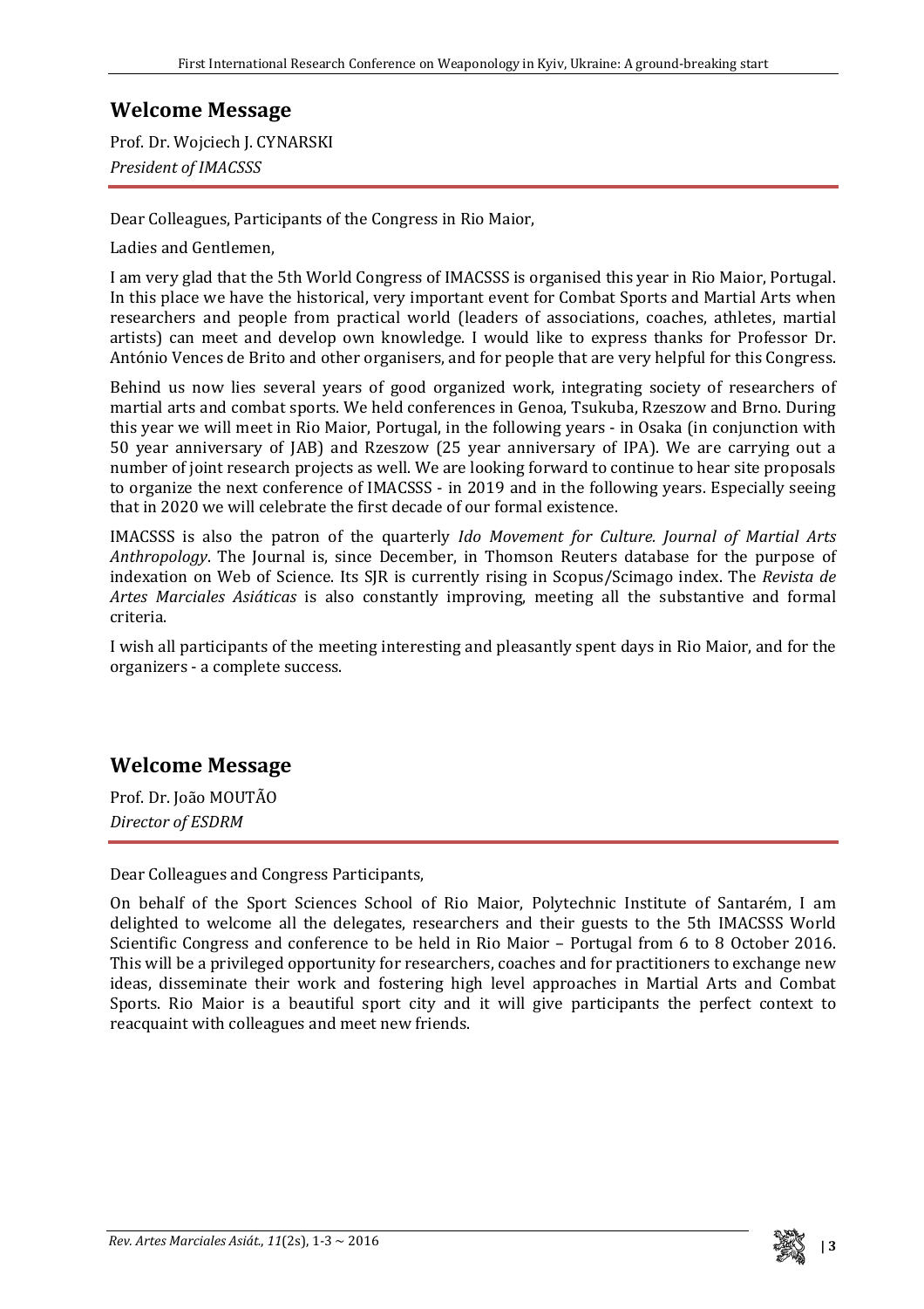## Welcome Message

Prof. Dr. Wojciech J. CYNARSKI
*President of IMACSSS*

Dear Colleagues, Participants of the Congress in Rio Maior,

Ladies and Gentlemen,

I am very glad that the 5th World Congress of IMACSSS is organised this year in Rio Maior, Portugal. In this place we have the historical, very important event for Combat Sports and Martial Arts when researchers and people from practical world (leaders of associations, coaches, athletes, martial artists) can meet and develop own knowledge. I would like to express thanks for Professor Dr. António Vences de Brito and other organisers, and for people that are very helpful for this Congress.

Behind us now lies several years of good organized work, integrating society of researchers of martial arts and combat sports. We held conferences in Genoa, Tsukuba, Rzeszow and Brno. During this year we will meet in Rio Maior, Portugal, in the following years - in Osaka (in conjunction with 50 year anniversary of JAB) and Rzeszow (25 year anniversary of IPA). We are carrying out a number of joint research projects as well. We are looking forward to continue to hear site proposals to organize the next conference of IMACSSS - in 2019 and in the following years. Especially seeing that in 2020 we will celebrate the first decade of our formal existence.

IMACSSS is also the patron of the quarterly *Ido Movement for Culture. Journal of Martial Arts Anthropology*. The Journal is, since December, in Thomson Reuters database for the purpose of indexation on Web of Science. Its SJR is currently rising in Scopus/Scimago index. The *Revista de Artes Marciales Asiáticas* is also constantly improving, meeting all the substantive and formal criteria.

I wish all participants of the meeting interesting and pleasantly spent days in Rio Maior, and for the organizers - a complete success.

## Welcome Message

Prof. Dr. João MOUTÃO
*Director of ESDRM*

Dear Colleagues and Congress Participants,

On behalf of the Sport Sciences School of Rio Maior, Polytechnic Institute of Santarém, I am delighted to welcome all the delegates, researchers and their guests to the 5th IMACSSS World Scientific Congress and conference to be held in Rio Maior – Portugal from 6 to 8 October 2016. This will be a privileged opportunity for researchers, coaches and for practitioners to exchange new ideas, disseminate their work and fostering high level approaches in Martial Arts and Combat Sports. Rio Maior is a beautiful sport city and it will give participants the perfect context to reacquaint with colleagues and meet new friends.